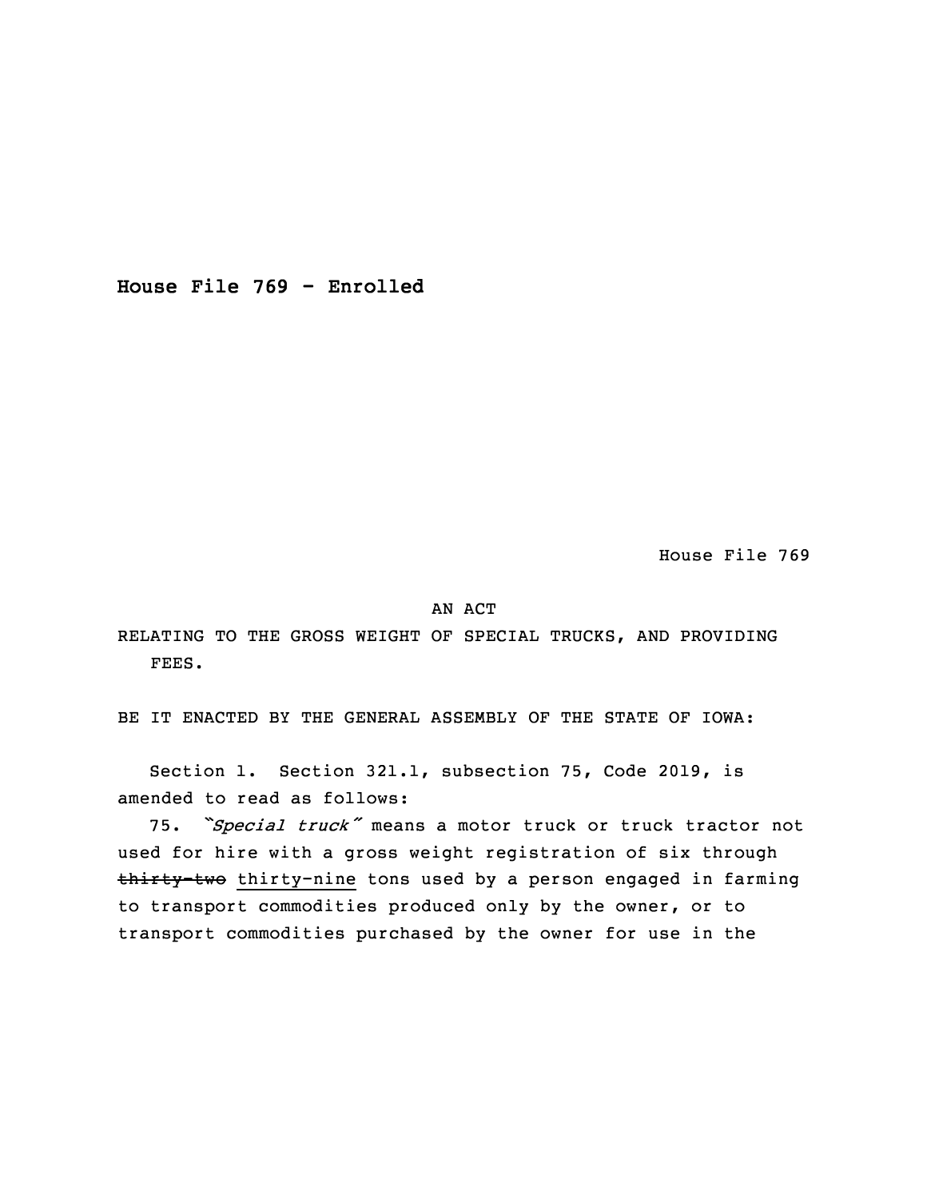**House File 769 - Enrolled**

House File 769

AN ACT

RELATING TO THE GROSS WEIGHT OF SPECIAL TRUCKS, AND PROVIDING FEES.

BE IT ENACTED BY THE GENERAL ASSEMBLY OF THE STATE OF IOWA:

Section 1. Section 321.1, subsection 75, Code 2019, is amended to read as follows:

75. *"Special truck"* means a motor truck or truck tractor not used for hire with a gross weight registration of six through ~~thirty-two~~ thirty-nine tons used by a person engaged in farming to transport commodities produced only by the owner, or to transport commodities purchased by the owner for use in the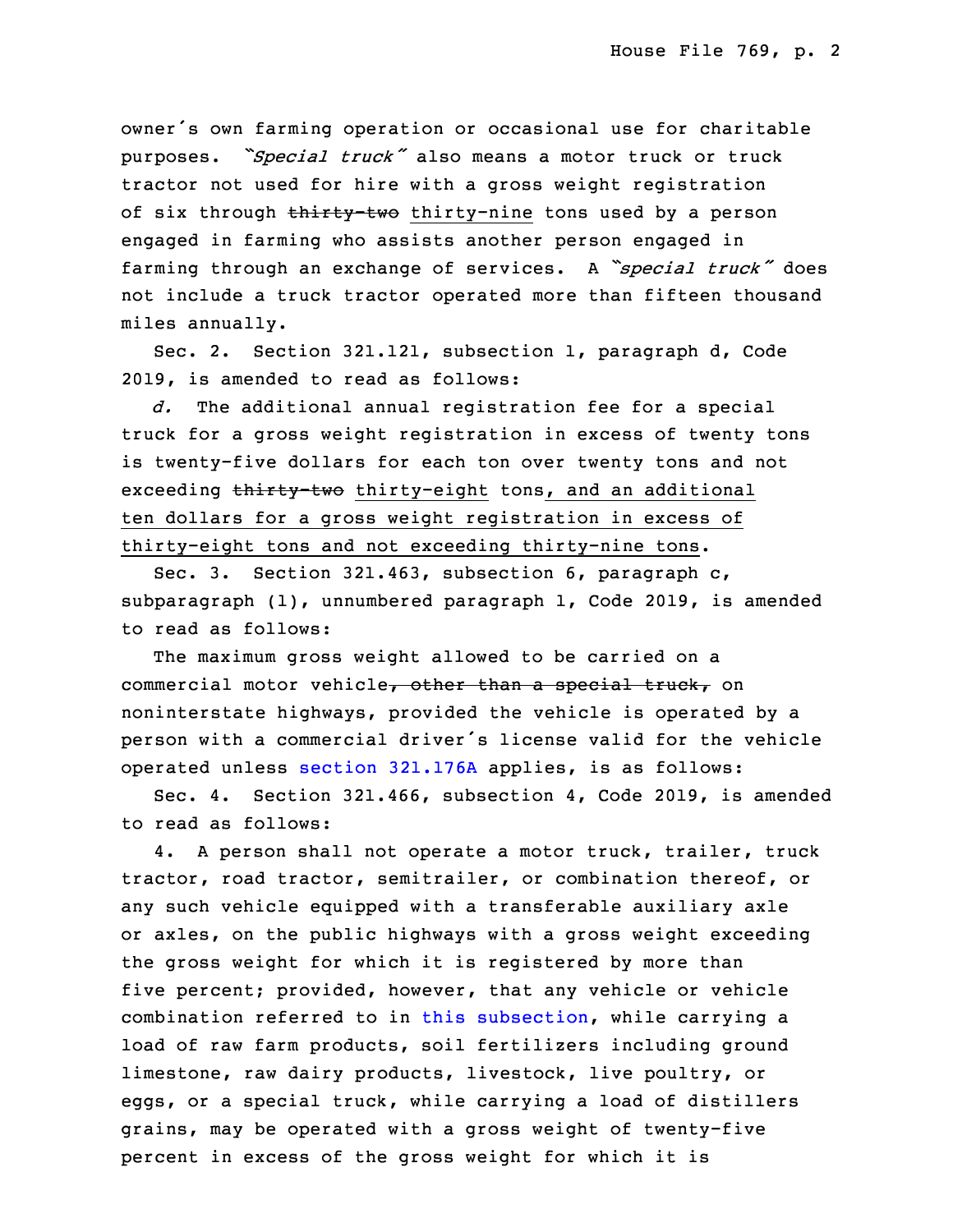owner's own farming operation or occasional use for charitable purposes. *"Special truck"* also means a motor truck or truck tractor not used for hire with a gross weight registration of six through ~~thirty-two~~ thirty-nine tons used by a person engaged in farming who assists another person engaged in farming through an exchange of services. A *"special truck"* does not include a truck tractor operated more than fifteen thousand miles annually.

Sec. 2. Section 321.121, subsection 1, paragraph d, Code 2019, is amended to read as follows:

*d.* The additional annual registration fee for a special truck for a gross weight registration in excess of twenty tons is twenty-five dollars for each ton over twenty tons and not exceeding ~~thirty-two~~ thirty-eight tons, and an additional ten dollars for a gross weight registration in excess of thirty-eight tons and not exceeding thirty-nine tons.

Sec. 3. Section 321.463, subsection 6, paragraph c, subparagraph (1), unnumbered paragraph 1, Code 2019, is amended to read as follows:

The maximum gross weight allowed to be carried on a commercial motor vehicle~~, other than a special truck,~~ on noninterstate highways, provided the vehicle is operated by a person with a commercial driver's license valid for the vehicle operated unless section 321.176A applies, is as follows:

Sec. 4. Section 321.466, subsection 4, Code 2019, is amended to read as follows:

4. A person shall not operate a motor truck, trailer, truck tractor, road tractor, semitrailer, or combination thereof, or any such vehicle equipped with a transferable auxiliary axle or axles, on the public highways with a gross weight exceeding the gross weight for which it is registered by more than five percent; provided, however, that any vehicle or vehicle combination referred to in this subsection, while carrying a load of raw farm products, soil fertilizers including ground limestone, raw dairy products, livestock, live poultry, or eggs, or a special truck, while carrying a load of distillers grains, may be operated with a gross weight of twenty-five percent in excess of the gross weight for which it is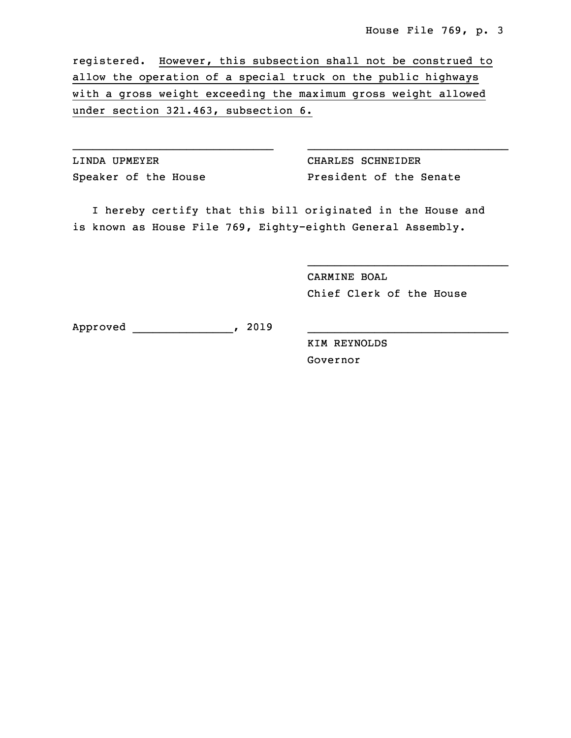registered. <u>However, this subsection shall not be construed to allow the operation of a special truck on the public highways with a gross weight exceeding the maximum gross weight allowed under section 321.463, subsection 6.</u>

| | |
|---|---|
| \_\_\_\_\_\_\_\_\_\_\_\_\_\_\_\_\_\_\_\_\_\_\_\_\_\_\_\_\_\_ | \_\_\_\_\_\_\_\_\_\_\_\_\_\_\_\_\_\_\_\_\_\_\_\_\_\_\_\_\_\_ |
| LINDA UPMEYER | CHARLES SCHNEIDER |
| Speaker of the House | President of the Senate |

I hereby certify that this bill originated in the House and is known as House File 769, Eighty-eighth General Assembly.

\_\_\_\_\_\_\_\_\_\_\_\_\_\_\_\_\_\_\_\_\_\_\_\_\_\_\_\_\_\_

CARMINE BOAL

Chief Clerk of the House

Approved \_\_\_\_\_\_\_\_\_\_\_\_\_\_, 2019

\_\_\_\_\_\_\_\_\_\_\_\_\_\_\_\_\_\_\_\_\_\_\_\_\_\_\_\_\_\_

KIM REYNOLDS

Governor